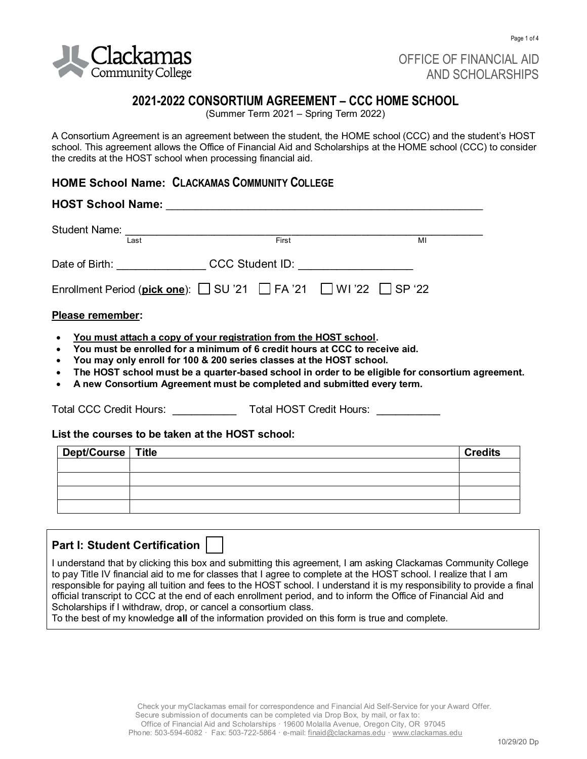Clackamas Community College

OFFICE OF FINANCIAL AID AND SCHOLARSHIPS

# 2021-2022 CONSORTIUM AGREEMENT – CCC HOME SCHOOL

(Summer Term 2021 – Spring Term 2022)

A Consortium Agreement is an agreement between the student, the HOME school (CCC) and the student's HOST school. This agreement allows the Office of Financial Aid and Scholarships at the HOME school (CCC) to consider the credits at the HOST school when processing financial aid.

**HOME School Name: CLACKAMAS COMMUNITY COLLEGE**

**HOST School Name:** ______________________________________________

Student Name: ______________________________________________
Last First MI

Date of Birth: ______________ CCC Student ID: __________________

Enrollment Period (**pick one**): ☐ SU '21 ☐ FA '21 ☐ WI '22 ☐ SP '22

**Please remember:**

- **You must attach a copy of your registration from the HOST school.**
- **You must be enrolled for a minimum of 6 credit hours at CCC to receive aid.**
- **You may only enroll for 100 & 200 series classes at the HOST school.**
- **The HOST school must be a quarter-based school in order to be eligible for consortium agreement.**
- **A new Consortium Agreement must be completed and submitted every term.**

Total CCC Credit Hours: __________ Total HOST Credit Hours: __________

**List the courses to be taken at the HOST school:**

| Dept/Course | Title | Credits |
|---|---|---|
| | | |
| | | |
| | | |
| | | |

**Part I: Student Certification** ☐

I understand that by clicking this box and submitting this agreement, I am asking Clackamas Community College to pay Title IV financial aid to me for classes that I agree to complete at the HOST school. I realize that I am responsible for paying all tuition and fees to the HOST school. I understand it is my responsibility to provide a final official transcript to CCC at the end of each enrollment period, and to inform the Office of Financial Aid and Scholarships if I withdraw, drop, or cancel a consortium class.
To the best of my knowledge **all** of the information provided on this form is true and complete.

Check your myClackamas email for correspondence and Financial Aid Self-Service for your Award Offer.
Secure submission of documents can be completed via Drop Box, by mail, or fax to:
Office of Financial Aid and Scholarships · 19600 Molalla Avenue, Oregon City, OR 97045
Phone: 503-594-6082 · Fax: 503-722-5864 · e-mail: finaid@clackamas.edu · www.clackamas.edu

10/29/20 Dp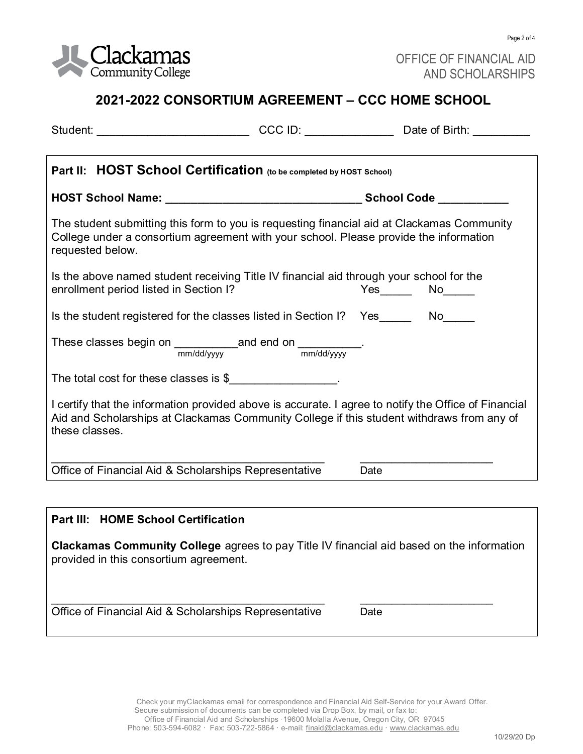OFFICE OF FINANCIAL AID AND SCHOLARSHIPS

# 2021-2022 CONSORTIUM AGREEMENT – CCC HOME SCHOOL

Student: ________________________ CCC ID: ______________ Date of Birth: _________

## Part II: HOST School Certification (to be completed by HOST School)

**HOST School Name: _______________________________ School Code ___________**

The student submitting this form to you is requesting financial aid at Clackamas Community College under a consortium agreement with your school. Please provide the information requested below.

Is the above named student receiving Title IV financial aid through your school for the enrollment period listed in Section I? Yes_____ No_____

Is the student registered for the classes listed in Section I? Yes_____ No_____

These classes begin on __________ (mm/dd/yyyy) and end on __________ (mm/dd/yyyy).

The total cost for these classes is $_________________.

I certify that the information provided above is accurate. I agree to notify the Office of Financial Aid and Scholarships at Clackamas Community College if this student withdraws from any of these classes.

______________________________________________ ______________________

Office of Financial Aid & Scholarships Representative Date

## Part III: HOME School Certification

**Clackamas Community College** agrees to pay Title IV financial aid based on the information provided in this consortium agreement.

______________________________________________ ______________________

Office of Financial Aid & Scholarships Representative Date

Check your myClackamas email for correspondence and Financial Aid Self-Service for your Award Offer.
Secure submission of documents can be completed via Drop Box, by mail, or fax to:
Office of Financial Aid and Scholarships ·19600 Molalla Avenue, Oregon City, OR 97045
Phone: 503-594-6082 · Fax: 503-722-5864 · e-mail: finaid@clackamas.edu · www.clackamas.edu

10/29/20 Dp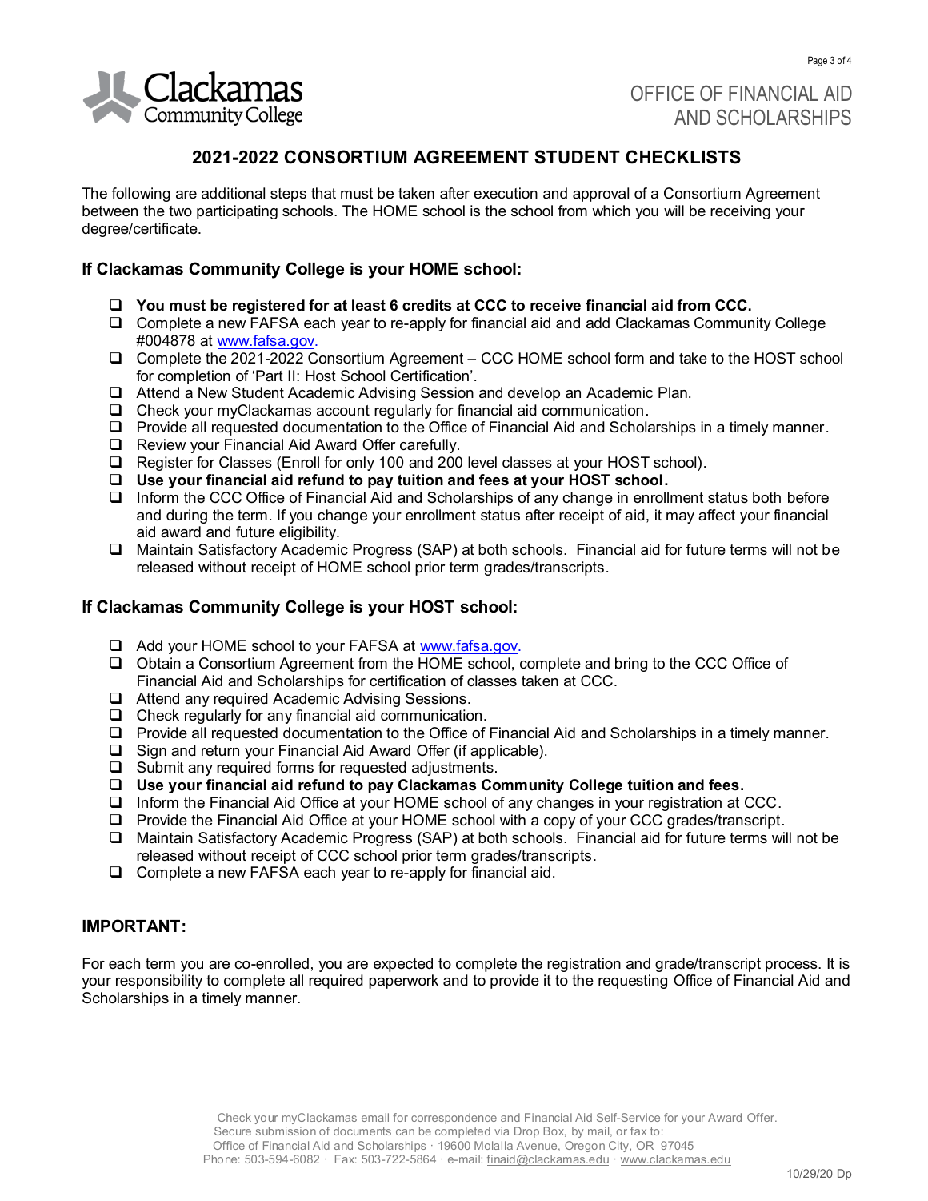OFFICE OF FINANCIAL AID AND SCHOLARSHIPS

## 2021-2022 CONSORTIUM AGREEMENT STUDENT CHECKLISTS

The following are additional steps that must be taken after execution and approval of a Consortium Agreement between the two participating schools. The HOME school is the school from which you will be receiving your degree/certificate.

### If Clackamas Community College is your HOME school:

- [ ] **You must be registered for at least 6 credits at CCC to receive financial aid from CCC.**
- [ ] Complete a new FAFSA each year to re-apply for financial aid and add Clackamas Community College #004878 at www.fafsa.gov.
- [ ] Complete the 2021-2022 Consortium Agreement – CCC HOME school form and take to the HOST school for completion of 'Part II: Host School Certification'.
- [ ] Attend a New Student Academic Advising Session and develop an Academic Plan.
- [ ] Check your myClackamas account regularly for financial aid communication.
- [ ] Provide all requested documentation to the Office of Financial Aid and Scholarships in a timely manner.
- [ ] Review your Financial Aid Award Offer carefully.
- [ ] Register for Classes (Enroll for only 100 and 200 level classes at your HOST school).
- [ ] **Use your financial aid refund to pay tuition and fees at your HOST school.**
- [ ] Inform the CCC Office of Financial Aid and Scholarships of any change in enrollment status both before and during the term. If you change your enrollment status after receipt of aid, it may affect your financial aid award and future eligibility.
- [ ] Maintain Satisfactory Academic Progress (SAP) at both schools. Financial aid for future terms will not be released without receipt of HOME school prior term grades/transcripts.

### If Clackamas Community College is your HOST school:

- [ ] Add your HOME school to your FAFSA at www.fafsa.gov.
- [ ] Obtain a Consortium Agreement from the HOME school, complete and bring to the CCC Office of Financial Aid and Scholarships for certification of classes taken at CCC.
- [ ] Attend any required Academic Advising Sessions.
- [ ] Check regularly for any financial aid communication.
- [ ] Provide all requested documentation to the Office of Financial Aid and Scholarships in a timely manner.
- [ ] Sign and return your Financial Aid Award Offer (if applicable).
- [ ] Submit any required forms for requested adjustments.
- [ ] **Use your financial aid refund to pay Clackamas Community College tuition and fees.**
- [ ] Inform the Financial Aid Office at your HOME school of any changes in your registration at CCC.
- [ ] Provide the Financial Aid Office at your HOME school with a copy of your CCC grades/transcript.
- [ ] Maintain Satisfactory Academic Progress (SAP) at both schools. Financial aid for future terms will not be released without receipt of CCC school prior term grades/transcripts.
- [ ] Complete a new FAFSA each year to re-apply for financial aid.

### IMPORTANT:

For each term you are co-enrolled, you are expected to complete the registration and grade/transcript process. It is your responsibility to complete all required paperwork and to provide it to the requesting Office of Financial Aid and Scholarships in a timely manner.

Check your myClackamas email for correspondence and Financial Aid Self-Service for your Award Offer.
Secure submission of documents can be completed via Drop Box, by mail, or fax to:
Office of Financial Aid and Scholarships · 19600 Molalla Avenue, Oregon City, OR 97045
Phone: 503-594-6082 · Fax: 503-722-5864 · e-mail: finaid@clackamas.edu · www.clackamas.edu

10/29/20 Dp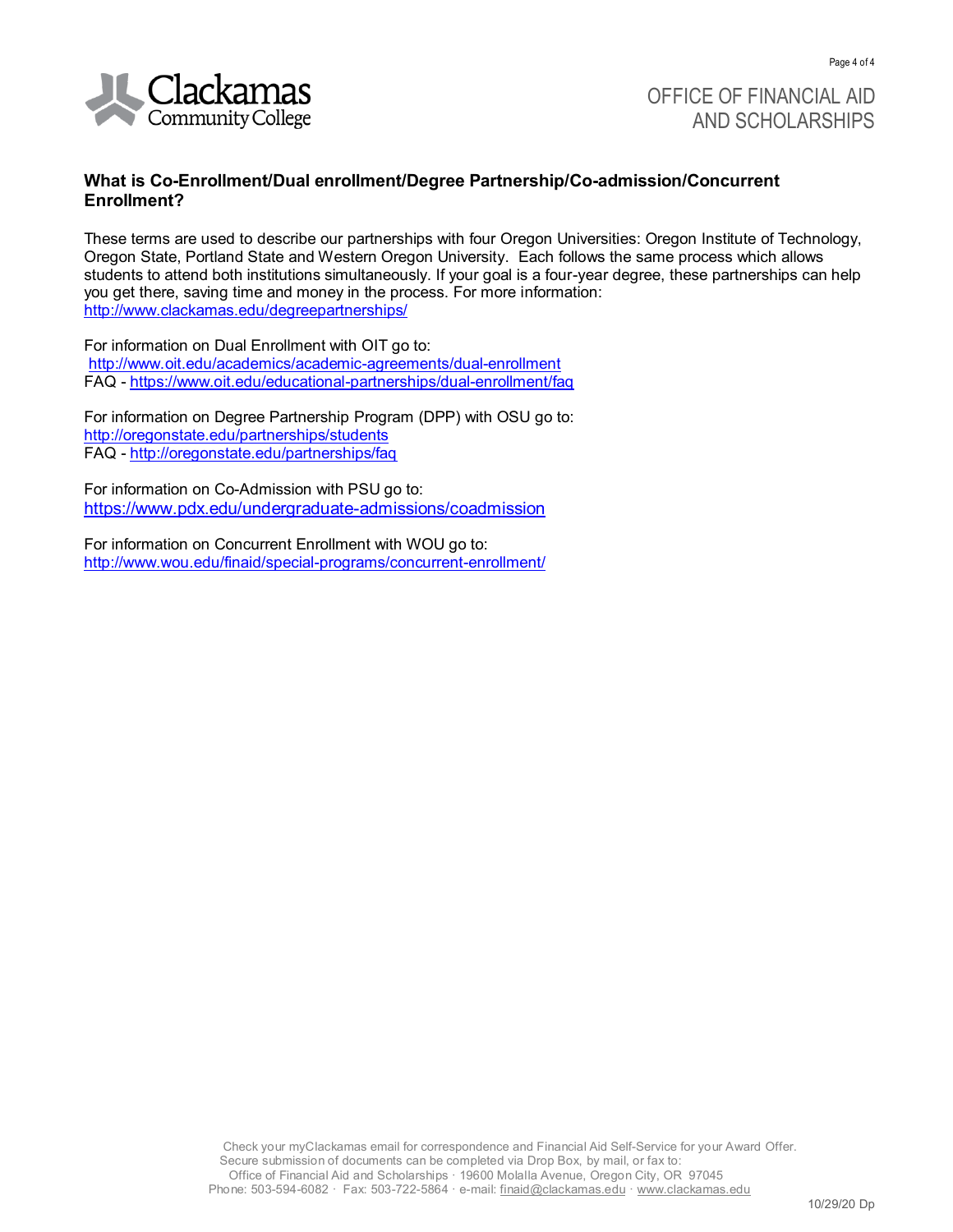## What is Co-Enrollment/Dual enrollment/Degree Partnership/Co-admission/Concurrent Enrollment?

These terms are used to describe our partnerships with four Oregon Universities: Oregon Institute of Technology, Oregon State, Portland State and Western Oregon University. Each follows the same process which allows students to attend both institutions simultaneously. If your goal is a four-year degree, these partnerships can help you get there, saving time and money in the process. For more information: http://www.clackamas.edu/degreepartnerships/

For information on Dual Enrollment with OIT go to:
http://www.oit.edu/academics/academic-agreements/dual-enrollment
FAQ - https://www.oit.edu/educational-partnerships/dual-enrollment/faq

For information on Degree Partnership Program (DPP) with OSU go to:
http://oregonstate.edu/partnerships/students
FAQ - http://oregonstate.edu/partnerships/faq

For information on Co-Admission with PSU go to:
https://www.pdx.edu/undergraduate-admissions/coadmission

For information on Concurrent Enrollment with WOU go to:
http://www.wou.edu/finaid/special-programs/concurrent-enrollment/